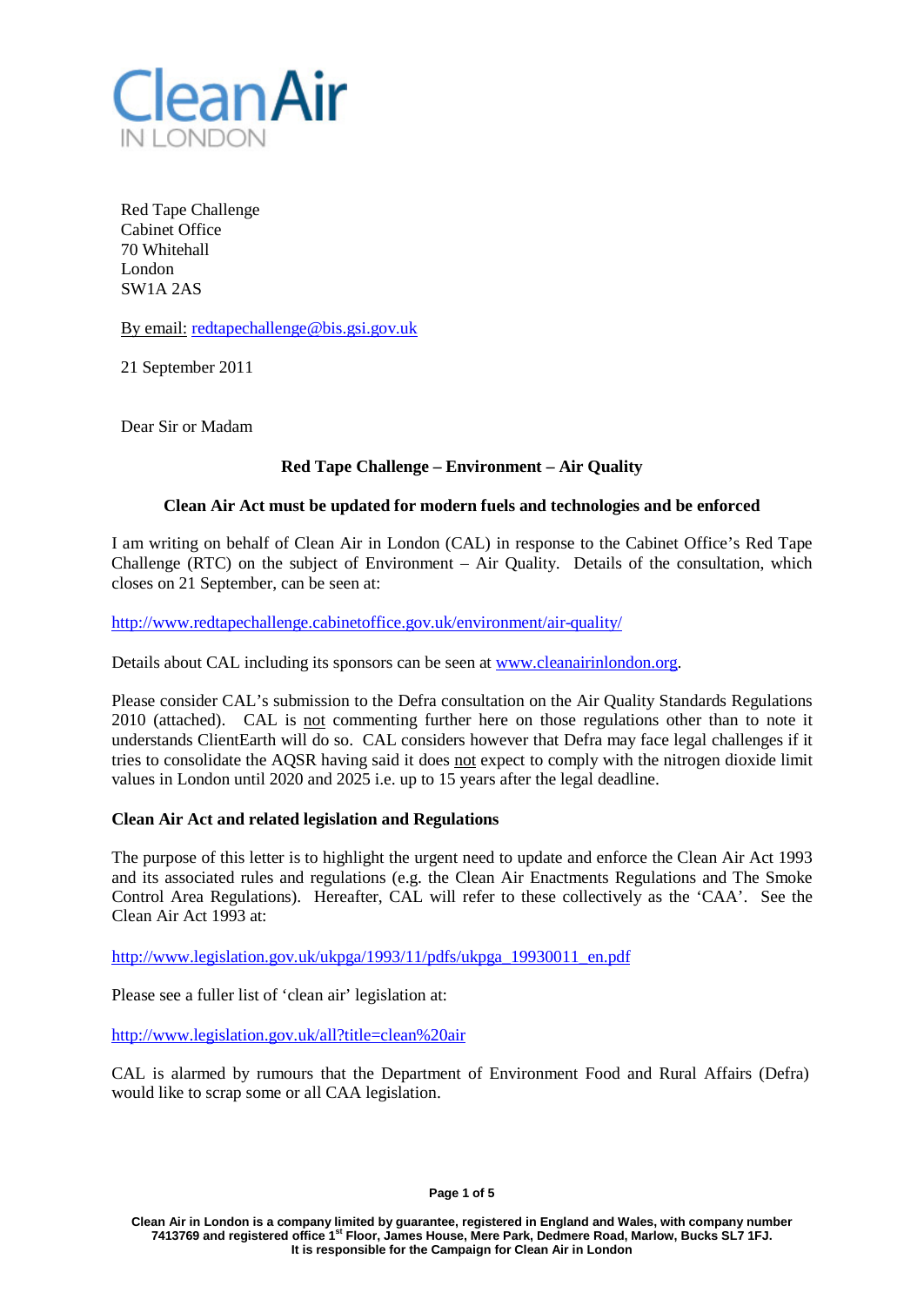Clean Air
IN LONDON

Red Tape Challenge
Cabinet Office
70 Whitehall
London
SW1A 2AS

By email: redtapechallenge@bis.gsi.gov.uk

21 September 2011

Dear Sir or Madam

**Red Tape Challenge – Environment – Air Quality**

**Clean Air Act must be updated for modern fuels and technologies and be enforced**

I am writing on behalf of Clean Air in London (CAL) in response to the Cabinet Office's Red Tape Challenge (RTC) on the subject of Environment – Air Quality. Details of the consultation, which closes on 21 September, can be seen at:

http://www.redtapechallenge.cabinetoffice.gov.uk/environment/air-quality/

Details about CAL including its sponsors can be seen at www.cleanairinlondon.org.

Please consider CAL's submission to the Defra consultation on the Air Quality Standards Regulations 2010 (attached). CAL is not commenting further here on those regulations other than to note it understands ClientEarth will do so. CAL considers however that Defra may face legal challenges if it tries to consolidate the AQSR having said it does not expect to comply with the nitrogen dioxide limit values in London until 2020 and 2025 i.e. up to 15 years after the legal deadline.

**Clean Air Act and related legislation and Regulations**

The purpose of this letter is to highlight the urgent need to update and enforce the Clean Air Act 1993 and its associated rules and regulations (e.g. the Clean Air Enactments Regulations and The Smoke Control Area Regulations). Hereafter, CAL will refer to these collectively as the 'CAA'. See the Clean Air Act 1993 at:

http://www.legislation.gov.uk/ukpga/1993/11/pdfs/ukpga_19930011_en.pdf

Please see a fuller list of 'clean air' legislation at:

http://www.legislation.gov.uk/all?title=clean%20air

CAL is alarmed by rumours that the Department of Environment Food and Rural Affairs (Defra) would like to scrap some or all CAA legislation.

Clean Air in London is a company limited by guarantee, registered in England and Wales, with company number 7413769 and registered office 1st Floor, James House, Mere Park, Dedmere Road, Marlow, Bucks SL7 1FJ. It is responsible for the Campaign for Clean Air in London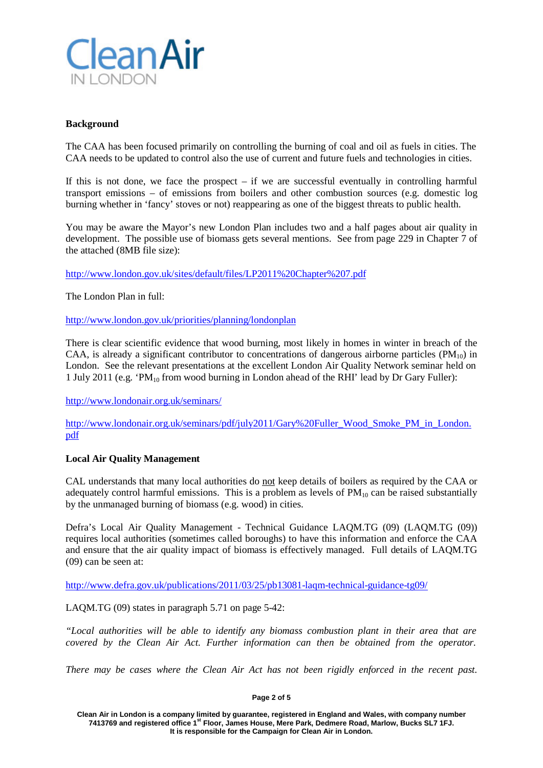**Background**

The CAA has been focused primarily on controlling the burning of coal and oil as fuels in cities. The CAA needs to be updated to control also the use of current and future fuels and technologies in cities.

If this is not done, we face the prospect – if we are successful eventually in controlling harmful transport emissions – of emissions from boilers and other combustion sources (e.g. domestic log burning whether in 'fancy' stoves or not) reappearing as one of the biggest threats to public health.

You may be aware the Mayor's new London Plan includes two and a half pages about air quality in development. The possible use of biomass gets several mentions. See from page 229 in Chapter 7 of the attached (8MB file size):

http://www.london.gov.uk/sites/default/files/LP2011%20Chapter%207.pdf

The London Plan in full:

http://www.london.gov.uk/priorities/planning/londonplan

There is clear scientific evidence that wood burning, most likely in homes in winter in breach of the CAA, is already a significant contributor to concentrations of dangerous airborne particles ($PM_{10}$) in London. See the relevant presentations at the excellent London Air Quality Network seminar held on 1 July 2011 (e.g. '$PM_{10}$ from wood burning in London ahead of the RHI' lead by Dr Gary Fuller):

http://www.londonair.org.uk/seminars/

http://www.londonair.org.uk/seminars/pdf/july2011/Gary%20Fuller_Wood_Smoke_PM_in_London.pdf

**Local Air Quality Management**

CAL understands that many local authorities do not keep details of boilers as required by the CAA or adequately control harmful emissions. This is a problem as levels of $PM_{10}$ can be raised substantially by the unmanaged burning of biomass (e.g. wood) in cities.

Defra's Local Air Quality Management - Technical Guidance LAQM.TG (09) (LAQM.TG (09)) requires local authorities (sometimes called boroughs) to have this information and enforce the CAA and ensure that the air quality impact of biomass is effectively managed. Full details of LAQM.TG (09) can be seen at:

http://www.defra.gov.uk/publications/2011/03/25/pb13081-laqm-technical-guidance-tg09/

LAQM.TG (09) states in paragraph 5.71 on page 5-42:

*"Local authorities will be able to identify any biomass combustion plant in their area that are covered by the Clean Air Act. Further information can then be obtained from the operator.*

*There may be cases where the Clean Air Act has not been rigidly enforced in the recent past.*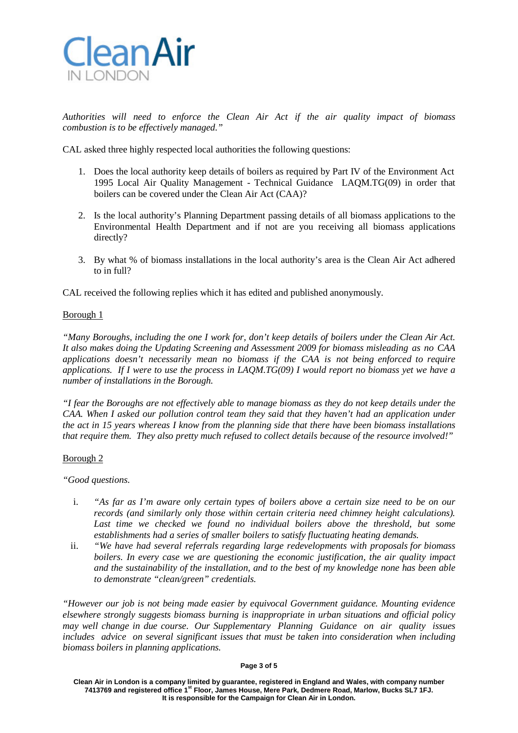*Authorities will need to enforce the Clean Air Act if the air quality impact of biomass combustion is to be effectively managed."*

CAL asked three highly respected local authorities the following questions:

1. Does the local authority keep details of boilers as required by Part IV of the Environment Act 1995 Local Air Quality Management - Technical Guidance LAQM.TG(09) in order that boilers can be covered under the Clean Air Act (CAA)?

2. Is the local authority's Planning Department passing details of all biomass applications to the Environmental Health Department and if not are you receiving all biomass applications directly?

3. By what % of biomass installations in the local authority's area is the Clean Air Act adhered to in full?

CAL received the following replies which it has edited and published anonymously.

<u>Borough 1</u>

*"Many Boroughs, including the one I work for, don't keep details of boilers under the Clean Air Act. It also makes doing the Updating Screening and Assessment 2009 for biomass misleading as no CAA applications doesn't necessarily mean no biomass if the CAA is not being enforced to require applications. If I were to use the process in LAQM.TG(09) I would report no biomass yet we have a number of installations in the Borough.*

*"I fear the Boroughs are not effectively able to manage biomass as they do not keep details under the CAA. When I asked our pollution control team they said that they haven't had an application under the act in 15 years whereas I know from the planning side that there have been biomass installations that require them. They also pretty much refused to collect details because of the resource involved!"*

<u>Borough 2</u>

*"Good questions.*

i. *"As far as I'm aware only certain types of boilers above a certain size need to be on our records (and similarly only those within certain criteria need chimney height calculations). Last time we checked we found no individual boilers above the threshold, but some establishments had a series of smaller boilers to satisfy fluctuating heating demands.*
ii. *"We have had several referrals regarding large redevelopments with proposals for biomass boilers. In every case we are questioning the economic justification, the air quality impact and the sustainability of the installation, and to the best of my knowledge none has been able to demonstrate "clean/green" credentials.*

*"However our job is not being made easier by equivocal Government guidance. Mounting evidence elsewhere strongly suggests biomass burning is inappropriate in urban situations and official policy may well change in due course. Our Supplementary Planning Guidance on air quality issues includes advice on several significant issues that must be taken into consideration when including biomass boilers in planning applications.*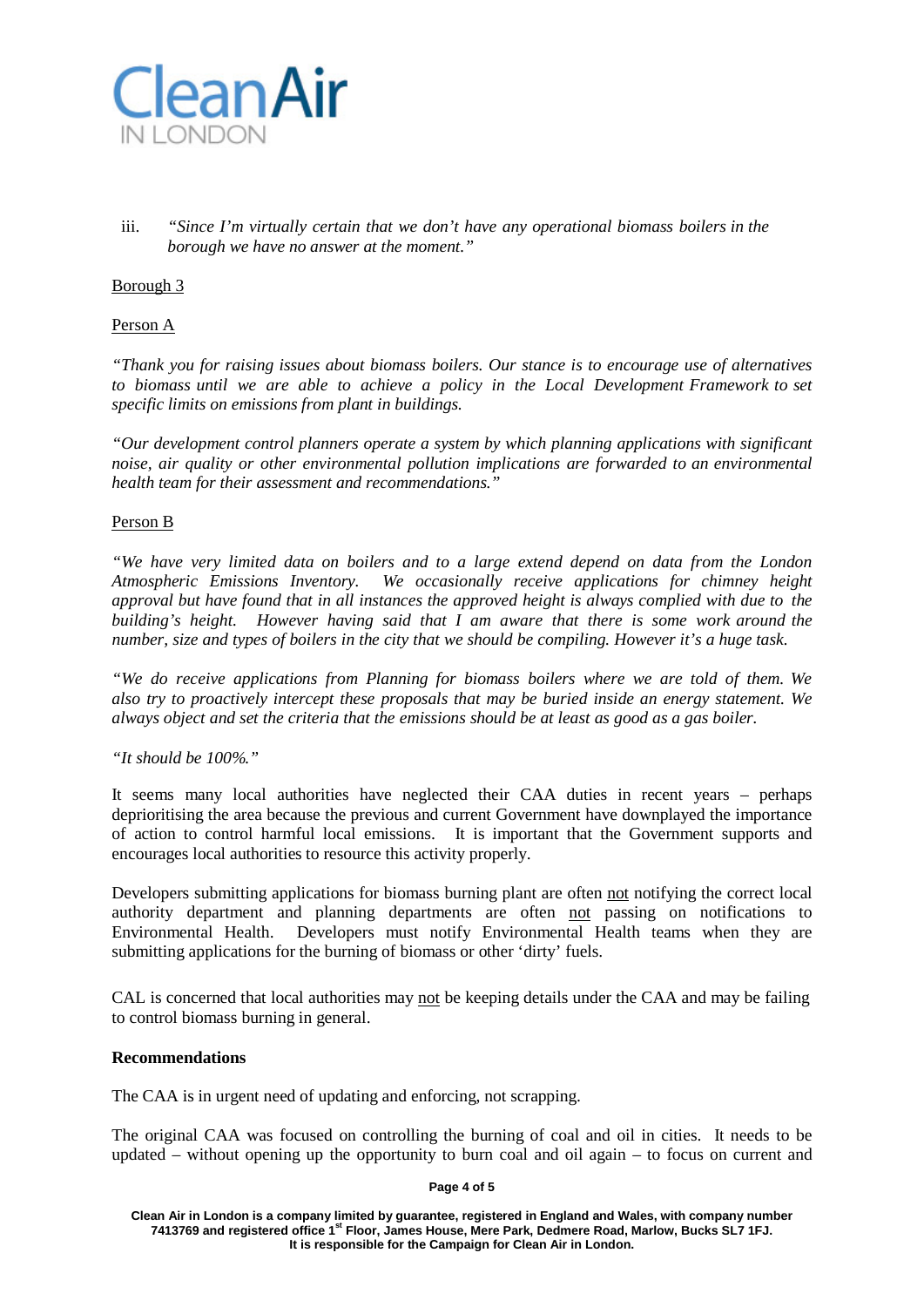iii. *"Since I'm virtually certain that we don't have any operational biomass boilers in the borough we have no answer at the moment."*

<u>Borough 3</u>

<u>Person A</u>

*"Thank you for raising issues about biomass boilers. Our stance is to encourage use of alternatives to biomass until we are able to achieve a policy in the Local Development Framework to set specific limits on emissions from plant in buildings.*

*"Our development control planners operate a system by which planning applications with significant noise, air quality or other environmental pollution implications are forwarded to an environmental health team for their assessment and recommendations."*

<u>Person B</u>

*"We have very limited data on boilers and to a large extend depend on data from the London Atmospheric Emissions Inventory. We occasionally receive applications for chimney height approval but have found that in all instances the approved height is always complied with due to the building's height. However having said that I am aware that there is some work around the number, size and types of boilers in the city that we should be compiling. However it's a huge task.*

*"We do receive applications from Planning for biomass boilers where we are told of them. We also try to proactively intercept these proposals that may be buried inside an energy statement. We always object and set the criteria that the emissions should be at least as good as a gas boiler.*

*"It should be 100%."*

It seems many local authorities have neglected their CAA duties in recent years – perhaps deprioritising the area because the previous and current Government have downplayed the importance of action to control harmful local emissions. It is important that the Government supports and encourages local authorities to resource this activity properly.

Developers submitting applications for biomass burning plant are often <u>not</u> notifying the correct local authority department and planning departments are often <u>not</u> passing on notifications to Environmental Health. Developers must notify Environmental Health teams when they are submitting applications for the burning of biomass or other 'dirty' fuels.

CAL is concerned that local authorities may <u>not</u> be keeping details under the CAA and may be failing to control biomass burning in general.

**Recommendations**

The CAA is in urgent need of updating and enforcing, not scrapping.

The original CAA was focused on controlling the burning of coal and oil in cities. It needs to be updated – without opening up the opportunity to burn coal and oil again – to focus on current and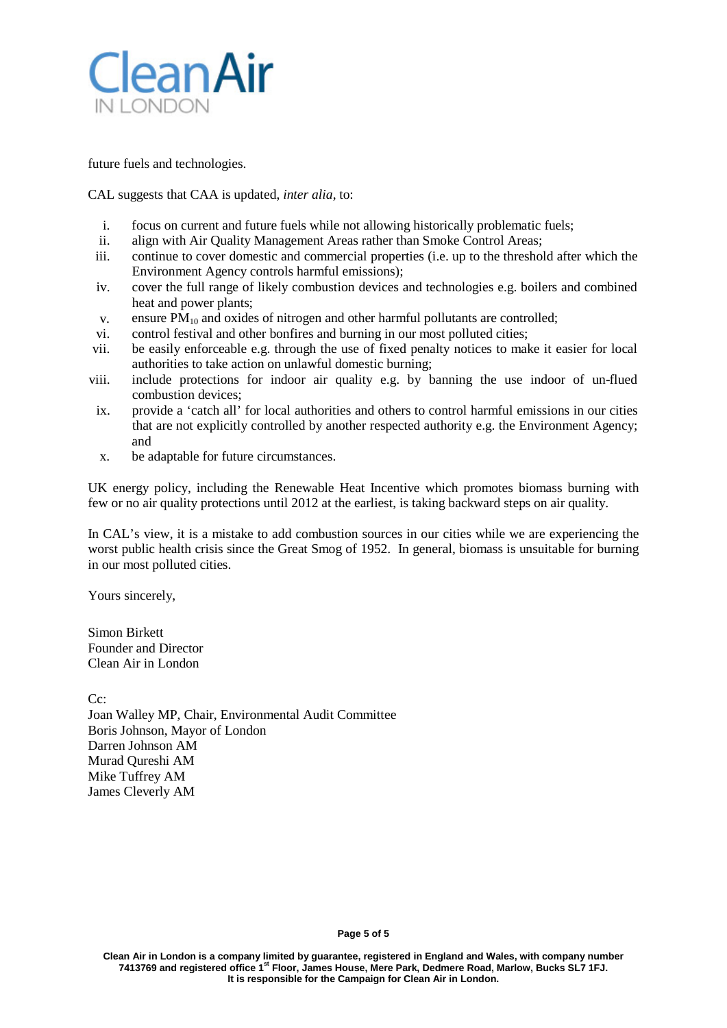future fuels and technologies.

CAL suggests that CAA is updated, *inter alia*, to:

i. focus on current and future fuels while not allowing historically problematic fuels;
ii. align with Air Quality Management Areas rather than Smoke Control Areas;
iii. continue to cover domestic and commercial properties (i.e. up to the threshold after which the Environment Agency controls harmful emissions);
iv. cover the full range of likely combustion devices and technologies e.g. boilers and combined heat and power plants;
v. ensure $PM_{10}$ and oxides of nitrogen and other harmful pollutants are controlled;
vi. control festival and other bonfires and burning in our most polluted cities;
vii. be easily enforceable e.g. through the use of fixed penalty notices to make it easier for local authorities to take action on unlawful domestic burning;
viii. include protections for indoor air quality e.g. by banning the use indoor of un-flued combustion devices;
ix. provide a 'catch all' for local authorities and others to control harmful emissions in our cities that are not explicitly controlled by another respected authority e.g. the Environment Agency; and
x. be adaptable for future circumstances.

UK energy policy, including the Renewable Heat Incentive which promotes biomass burning with few or no air quality protections until 2012 at the earliest, is taking backward steps on air quality.

In CAL's view, it is a mistake to add combustion sources in our cities while we are experiencing the worst public health crisis since the Great Smog of 1952. In general, biomass is unsuitable for burning in our most polluted cities.

Yours sincerely,

Simon Birkett
Founder and Director
Clean Air in London

Cc:
Joan Walley MP, Chair, Environmental Audit Committee
Boris Johnson, Mayor of London
Darren Johnson AM
Murad Qureshi AM
Mike Tuffrey AM
James Cleverly AM

**Clean Air in London is a company limited by guarantee, registered in England and Wales, with company number 7413769 and registered office 1st Floor, James House, Mere Park, Dedmere Road, Marlow, Bucks SL7 1FJ. It is responsible for the Campaign for Clean Air in London.**